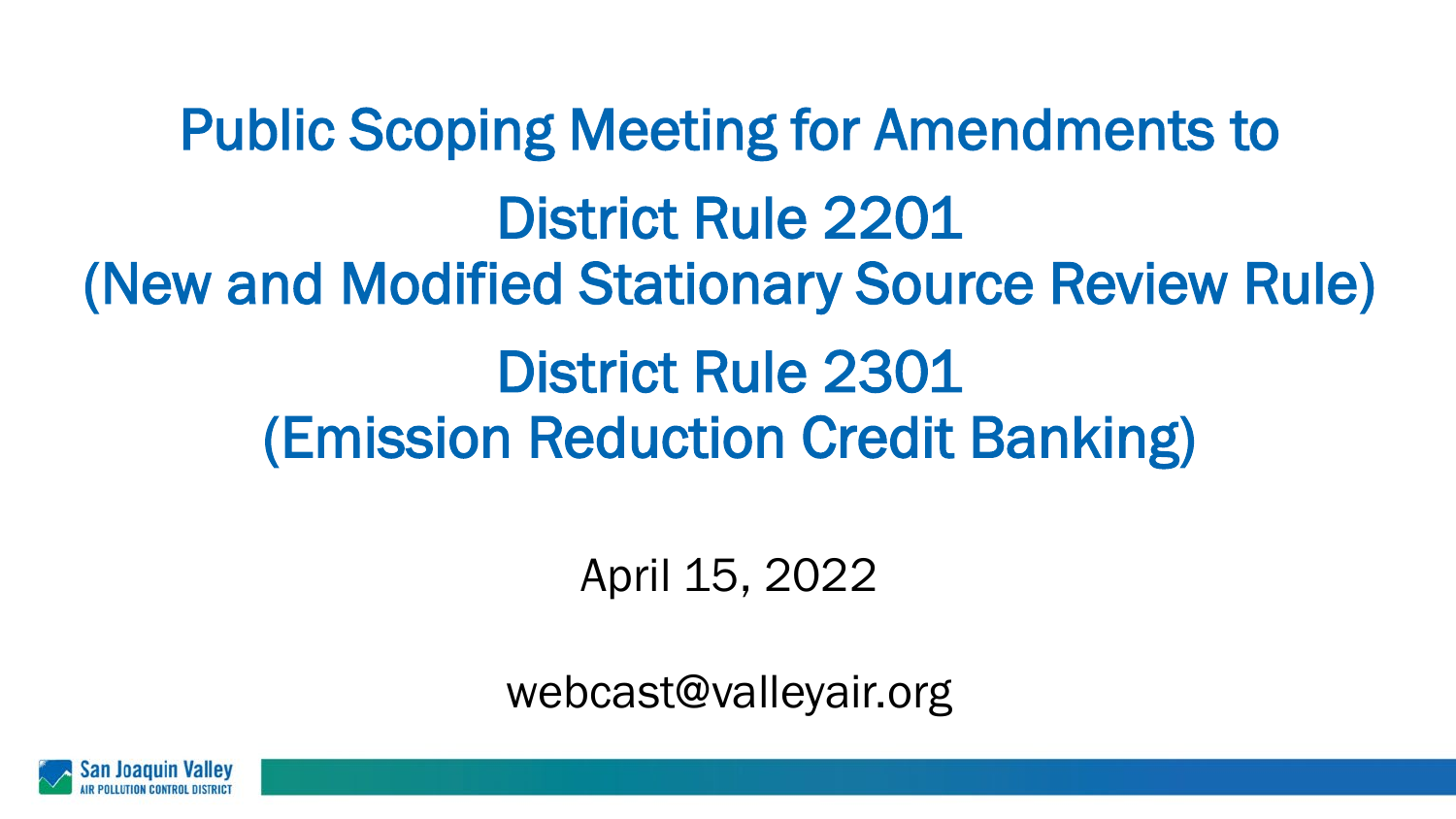# Public Scoping Meeting for Amendments to

## District Rule 2201
## (New and Modified Stationary Source Review Rule)

## District Rule 2301
## (Emission Reduction Credit Banking)

April 15, 2022

webcast@valleyair.org

San Joaquin Valley
AIR POLLUTION CONTROL DISTRICT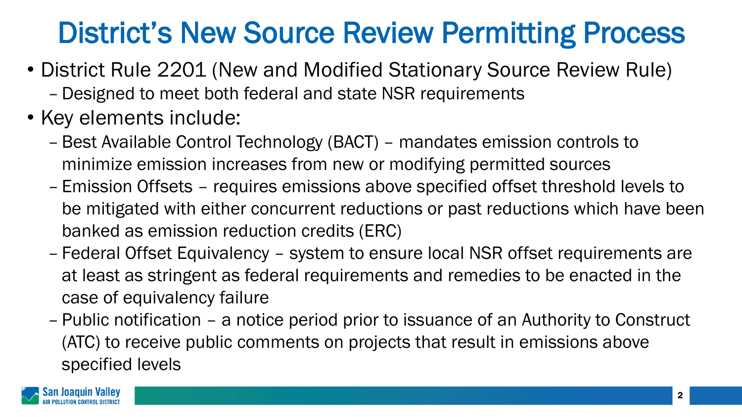# District's New Source Review Permitting Process

- District Rule 2201 (New and Modified Stationary Source Review Rule)
  - Designed to meet both federal and state NSR requirements
- Key elements include:
  - Best Available Control Technology (BACT) – mandates emission controls to minimize emission increases from new or modifying permitted sources
  - Emission Offsets – requires emissions above specified offset threshold levels to be mitigated with either concurrent reductions or past reductions which have been banked as emission reduction credits (ERC)
  - Federal Offset Equivalency – system to ensure local NSR offset requirements are at least as stringent as federal requirements and remedies to be enacted in the case of equivalency failure
  - Public notification – a notice period prior to issuance of an Authority to Construct (ATC) to receive public comments on projects that result in emissions above specified levels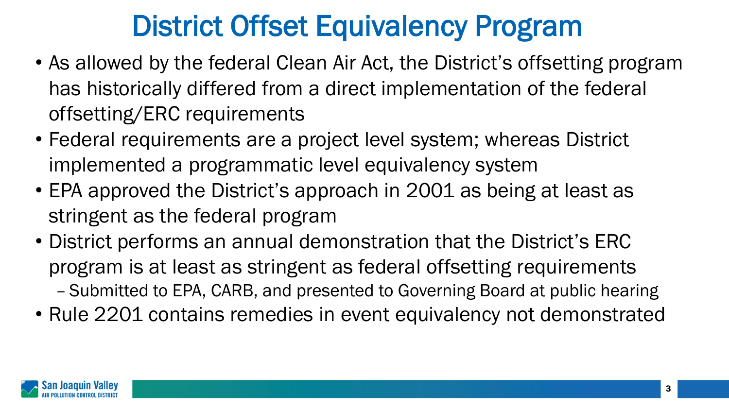# District Offset Equivalency Program

- As allowed by the federal Clean Air Act, the District's offsetting program has historically differed from a direct implementation of the federal offsetting/ERC requirements
- Federal requirements are a project level system; whereas District implemented a programmatic level equivalency system
- EPA approved the District's approach in 2001 as being at least as stringent as the federal program
- District performs an annual demonstration that the District's ERC program is at least as stringent as federal offsetting requirements
  - Submitted to EPA, CARB, and presented to Governing Board at public hearing
- Rule 2201 contains remedies in event equivalency not demonstrated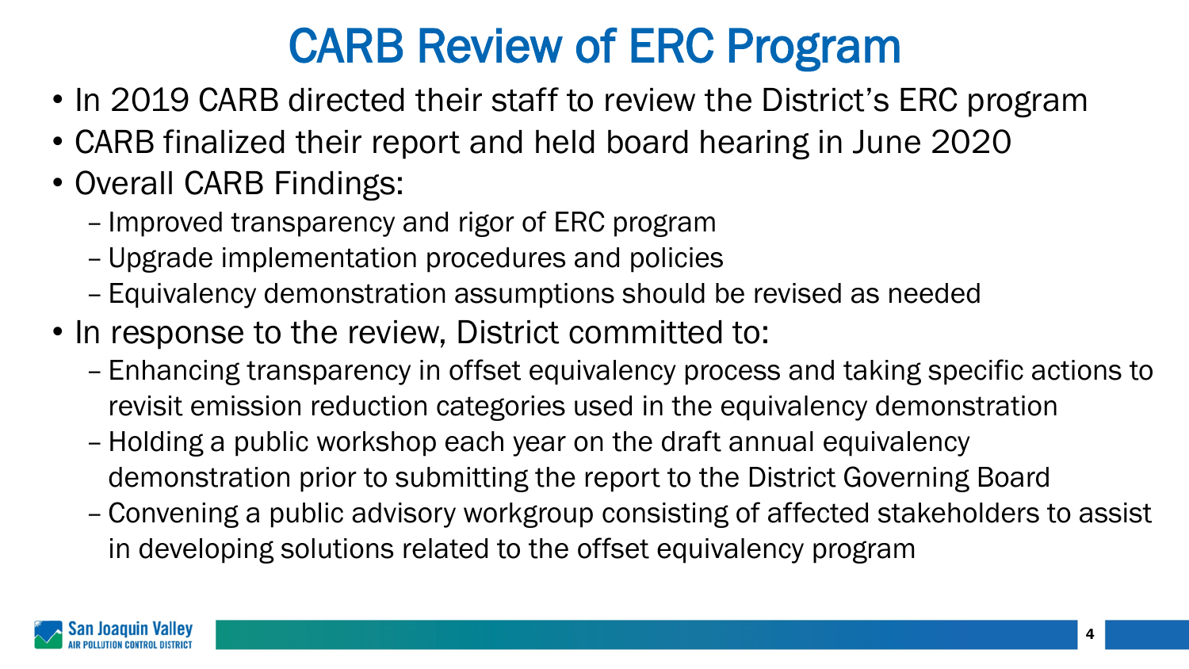# CARB Review of ERC Program

- In 2019 CARB directed their staff to review the District's ERC program
- CARB finalized their report and held board hearing in June 2020
- Overall CARB Findings:
  - Improved transparency and rigor of ERC program
  - Upgrade implementation procedures and policies
  - Equivalency demonstration assumptions should be revised as needed
- In response to the review, District committed to:
  - Enhancing transparency in offset equivalency process and taking specific actions to revisit emission reduction categories used in the equivalency demonstration
  - Holding a public workshop each year on the draft annual equivalency demonstration prior to submitting the report to the District Governing Board
  - Convening a public advisory workgroup consisting of affected stakeholders to assist in developing solutions related to the offset equivalency program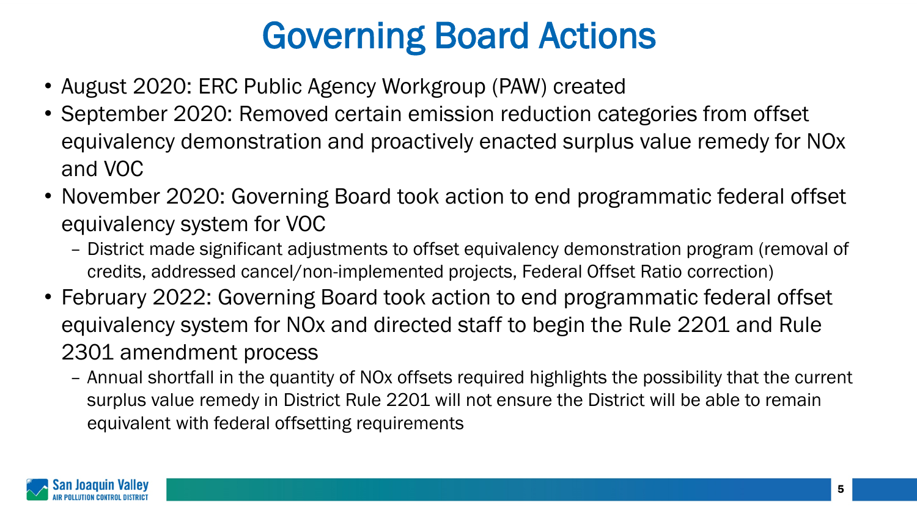# Governing Board Actions

- August 2020: ERC Public Agency Workgroup (PAW) created
- September 2020: Removed certain emission reduction categories from offset equivalency demonstration and proactively enacted surplus value remedy for NOx and VOC
- November 2020: Governing Board took action to end programmatic federal offset equivalency system for VOC
  - District made significant adjustments to offset equivalency demonstration program (removal of credits, addressed cancel/non-implemented projects, Federal Offset Ratio correction)
- February 2022: Governing Board took action to end programmatic federal offset equivalency system for NOx and directed staff to begin the Rule 2201 and Rule 2301 amendment process
  - Annual shortfall in the quantity of NOx offsets required highlights the possibility that the current surplus value remedy in District Rule 2201 will not ensure the District will be able to remain equivalent with federal offsetting requirements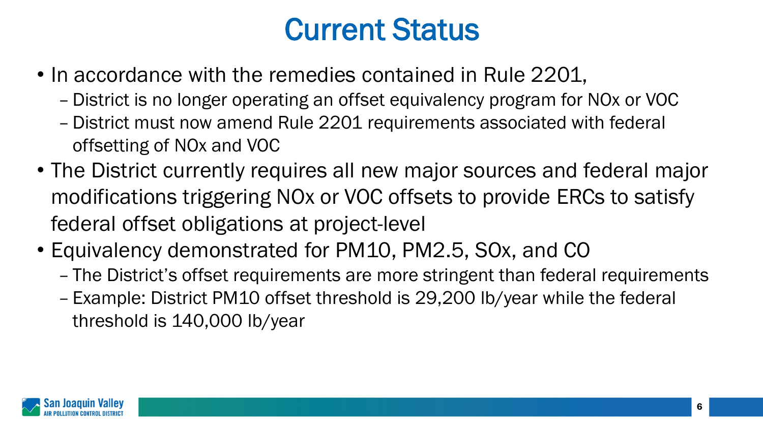# Current Status

- In accordance with the remedies contained in Rule 2201,
  - District is no longer operating an offset equivalency program for NOx or VOC
  - District must now amend Rule 2201 requirements associated with federal offsetting of NOx and VOC
- The District currently requires all new major sources and federal major modifications triggering NOx or VOC offsets to provide ERCs to satisfy federal offset obligations at project-level
- Equivalency demonstrated for PM10, PM2.5, SOx, and CO
  - The District's offset requirements are more stringent than federal requirements
  - Example: District PM10 offset threshold is 29,200 lb/year while the federal threshold is 140,000 lb/year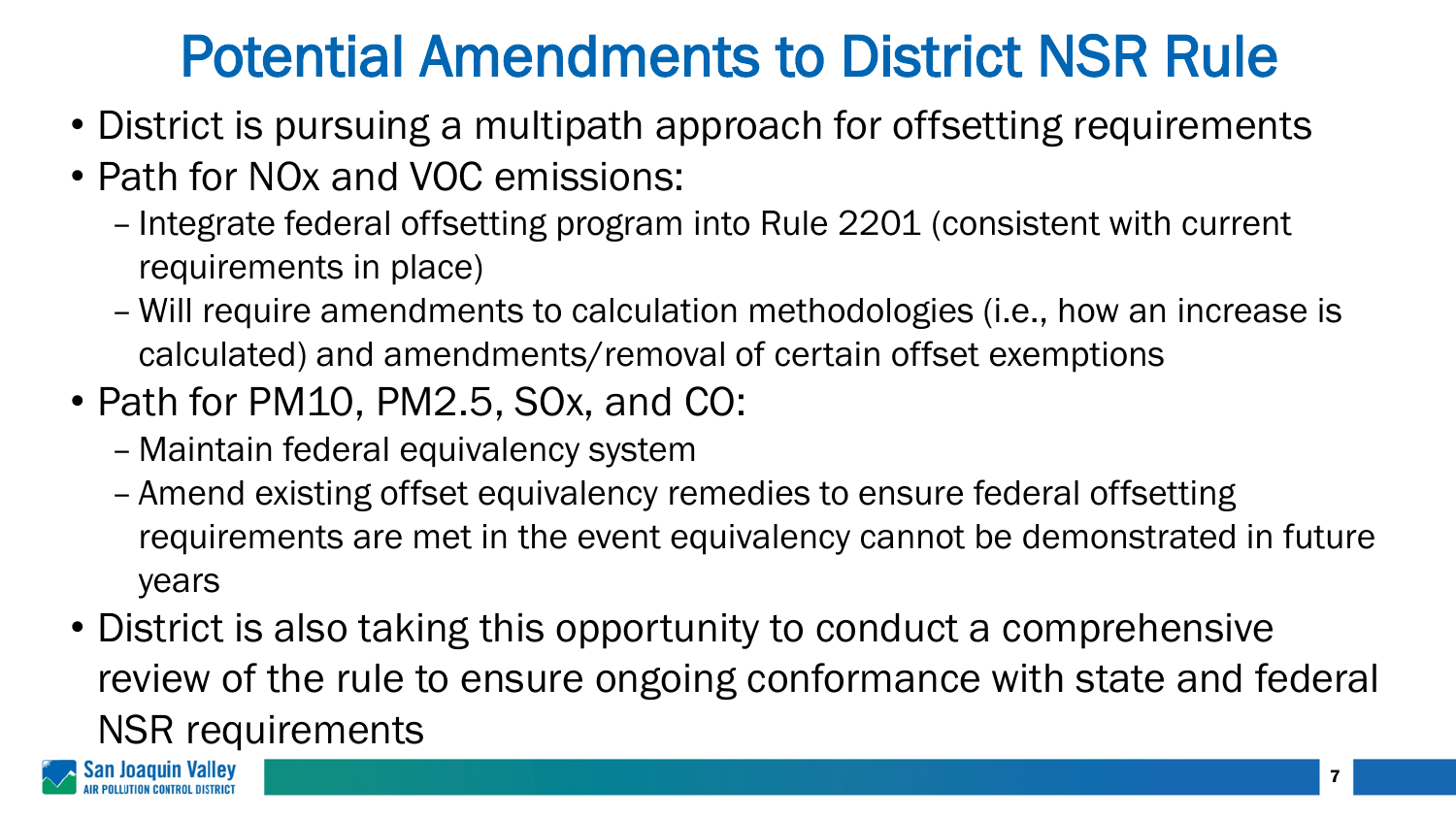# Potential Amendments to District NSR Rule

- District is pursuing a multipath approach for offsetting requirements
- Path for NOx and VOC emissions:
  - Integrate federal offsetting program into Rule 2201 (consistent with current requirements in place)
  - Will require amendments to calculation methodologies (i.e., how an increase is calculated) and amendments/removal of certain offset exemptions
- Path for PM10, PM2.5, SOx, and CO:
  - Maintain federal equivalency system
  - Amend existing offset equivalency remedies to ensure federal offsetting requirements are met in the event equivalency cannot be demonstrated in future years
- District is also taking this opportunity to conduct a comprehensive review of the rule to ensure ongoing conformance with state and federal NSR requirements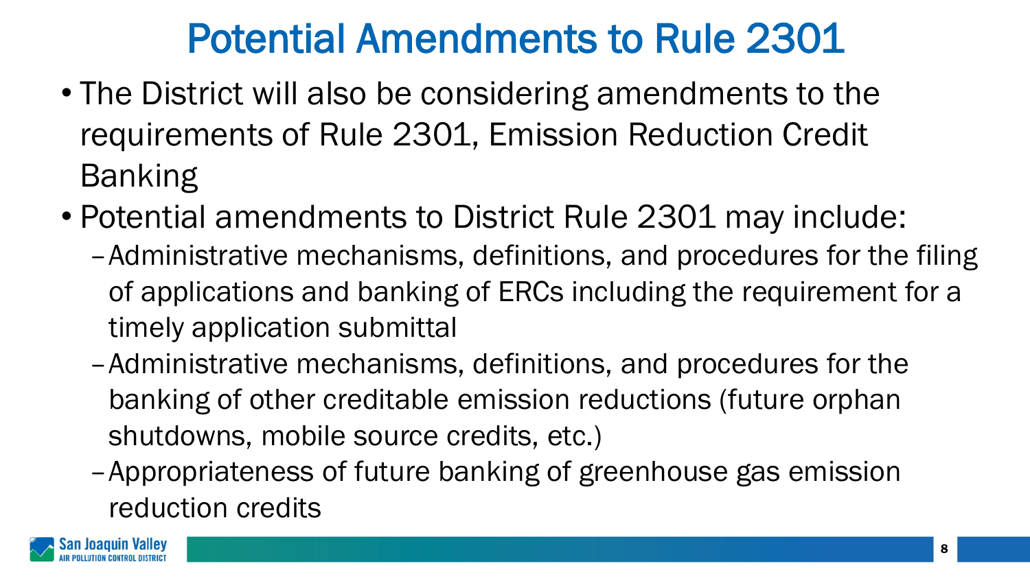# Potential Amendments to Rule 2301

- The District will also be considering amendments to the requirements of Rule 2301, Emission Reduction Credit Banking
- Potential amendments to District Rule 2301 may include:
  - Administrative mechanisms, definitions, and procedures for the filing of applications and banking of ERCs including the requirement for a timely application submittal
  - Administrative mechanisms, definitions, and procedures for the banking of other creditable emission reductions (future orphan shutdowns, mobile source credits, etc.)
  - Appropriateness of future banking of greenhouse gas emission reduction credits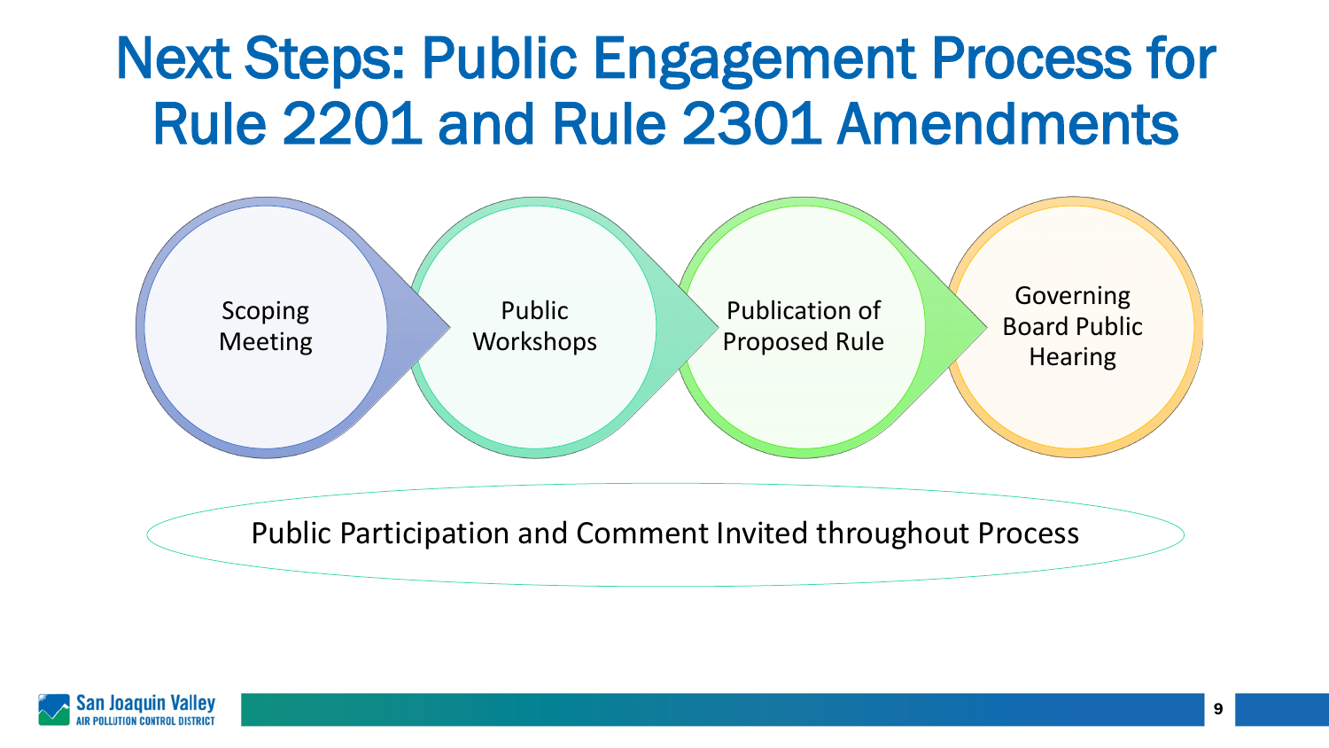# Next Steps: Public Engagement Process for Rule 2201 and Rule 2301 Amendments

1. Scoping Meeting
2. Public Workshops
3. Publication of Proposed Rule
4. Governing Board Public Hearing

Public Participation and Comment Invited throughout Process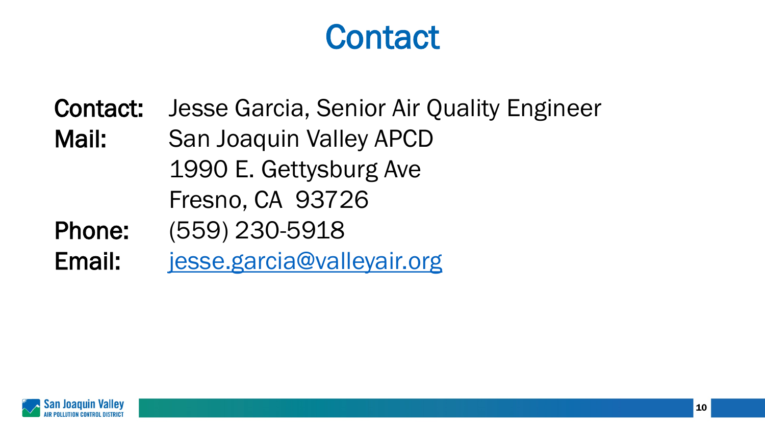# Contact

**Contact:** Jesse Garcia, Senior Air Quality Engineer

**Mail:** San Joaquin Valley APCD
1990 E. Gettysburg Ave
Fresno, CA 93726

**Phone:** (559) 230-5918

**Email:** jesse.garcia@valleyair.org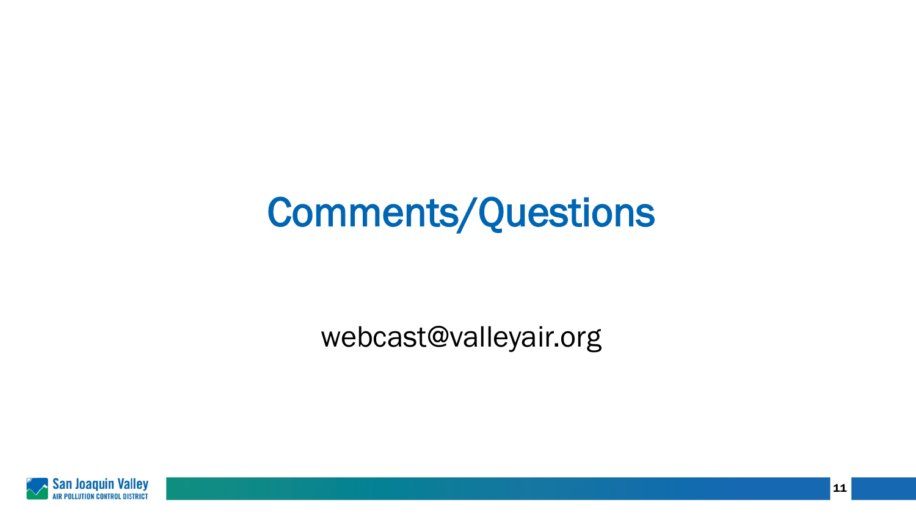# Comments/Questions

webcast@valleyair.org